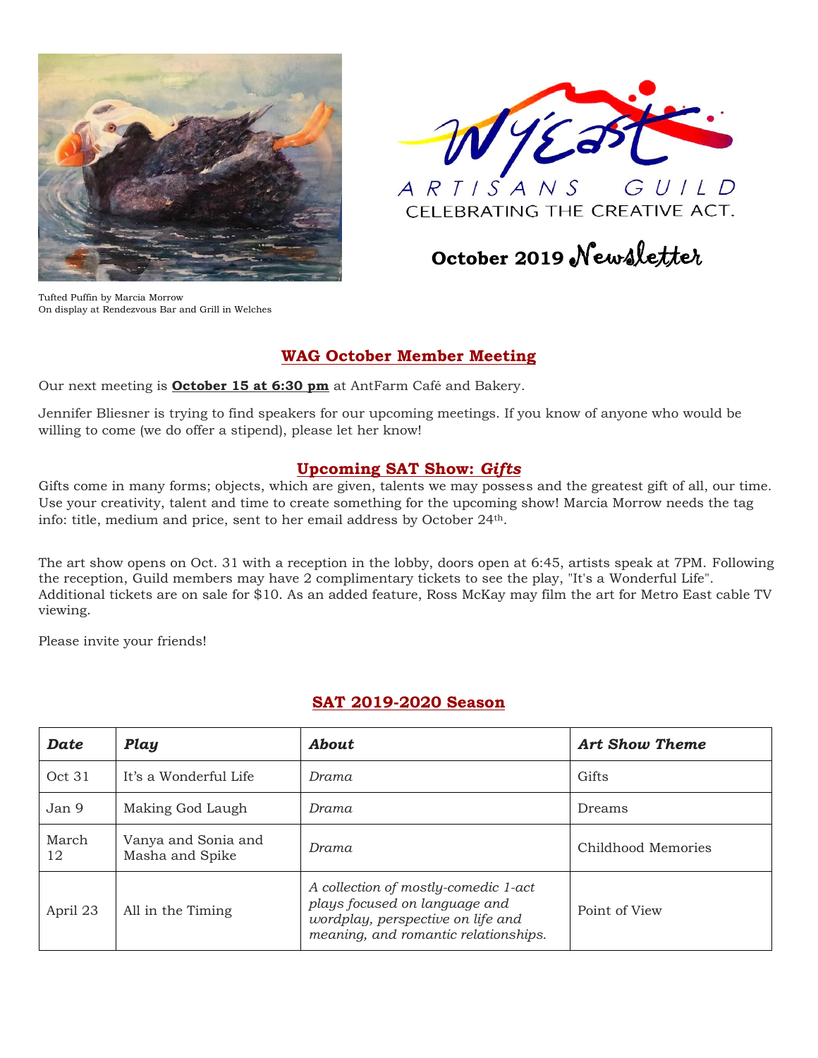Tufted Puffin by Marcia Morrow
On display at Rendezvous Bar and Grill in Welches

WyEast ARTISANS GUILD
CELEBRATING THE CREATIVE ACT.

# October 2019 Newsletter

## WAG October Member Meeting

Our next meeting is **October 15 at 6:30 pm** at AntFarm Café and Bakery.

Jennifer Bliesner is trying to find speakers for our upcoming meetings. If you know of anyone who would be willing to come (we do offer a stipend), please let her know!

## Upcoming SAT Show: *Gifts*

Gifts come in many forms; objects, which are given, talents we may possess and the greatest gift of all, our time. Use your creativity, talent and time to create something for the upcoming show! Marcia Morrow needs the tag info: title, medium and price, sent to her email address by October 24th.

The art show opens on Oct. 31 with a reception in the lobby, doors open at 6:45, artists speak at 7PM. Following the reception, Guild members may have 2 complimentary tickets to see the play, "It's a Wonderful Life". Additional tickets are on sale for $10. As an added feature, Ross McKay may film the art for Metro East cable TV viewing.

Please invite your friends!

## SAT 2019-2020 Season

| ***Date*** | ***Play*** | ***About*** | ***Art Show Theme*** |
|---|---|---|---|
| Oct 31 | It's a Wonderful Life | *Drama* | Gifts |
| Jan 9 | Making God Laugh | *Drama* | Dreams |
| March 12 | Vanya and Sonia and Masha and Spike | *Drama* | Childhood Memories |
| April 23 | All in the Timing | *A collection of mostly-comedic 1-act plays focused on language and wordplay, perspective on life and meaning, and romantic relationships.* | Point of View |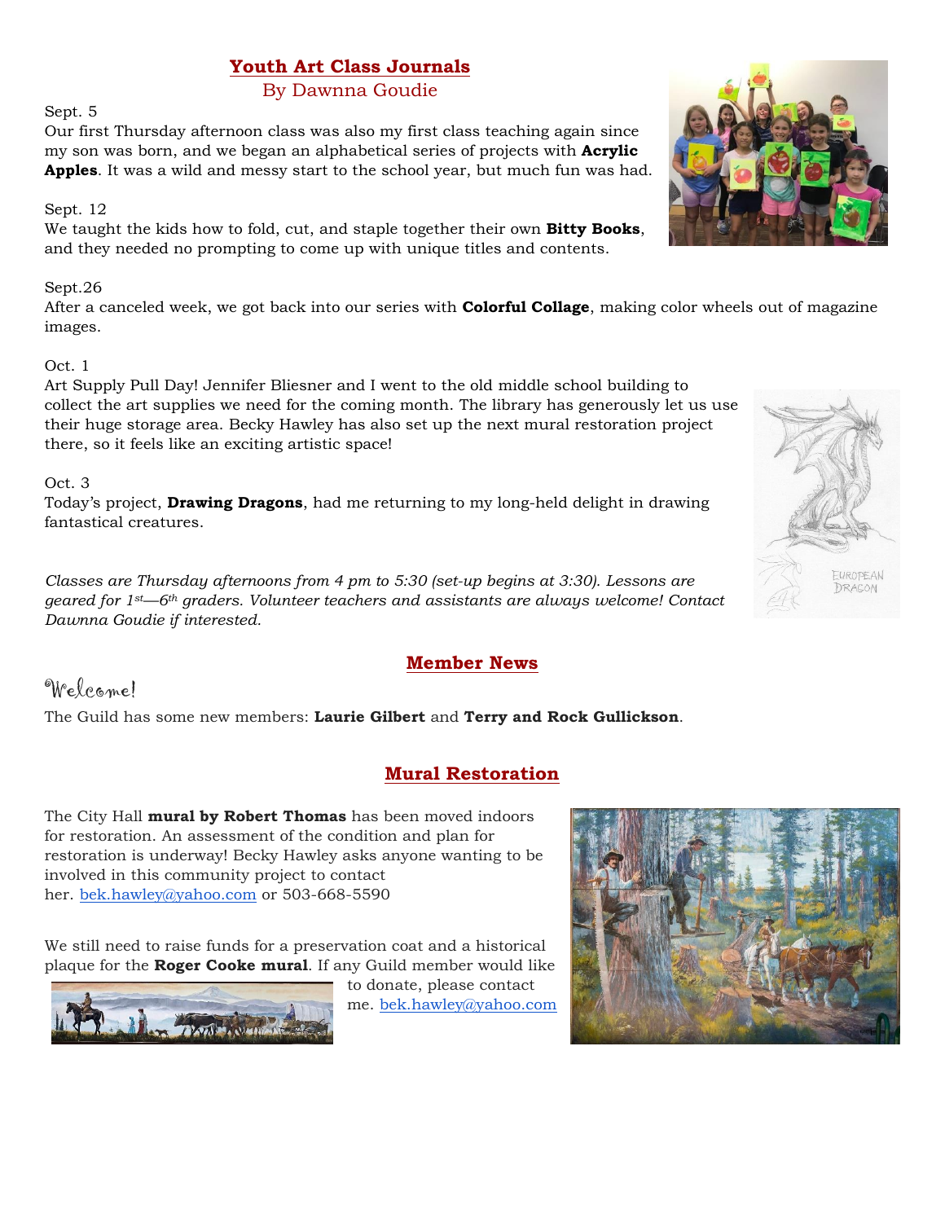## Youth Art Class Journals

By Dawnna Goudie

Sept. 5
Our first Thursday afternoon class was also my first class teaching again since my son was born, and we began an alphabetical series of projects with **Acrylic Apples**. It was a wild and messy start to the school year, but much fun was had.

Sept. 12
We taught the kids how to fold, cut, and staple together their own **Bitty Books**, and they needed no prompting to come up with unique titles and contents.

Sept.26
After a canceled week, we got back into our series with **Colorful Collage**, making color wheels out of magazine images.

Oct. 1
Art Supply Pull Day! Jennifer Bliesner and I went to the old middle school building to collect the art supplies we need for the coming month. The library has generously let us use their huge storage area. Becky Hawley has also set up the next mural restoration project there, so it feels like an exciting artistic space!

Oct. 3
Today's project, **Drawing Dragons**, had me returning to my long-held delight in drawing fantastical creatures.

*Classes are Thursday afternoons from 4 pm to 5:30 (set-up begins at 3:30). Lessons are geared for 1st—6th graders. Volunteer teachers and assistants are always welcome! Contact Dawnna Goudie if interested.*

## Member News

Welcome!

The Guild has some new members: **Laurie Gilbert** and **Terry and Rock Gullickson**.

## Mural Restoration

The City Hall **mural by Robert Thomas** has been moved indoors for restoration. An assessment of the condition and plan for restoration is underway! Becky Hawley asks anyone wanting to be involved in this community project to contact her. bek.hawley@yahoo.com or 503-668-5590

We still need to raise funds for a preservation coat and a historical plaque for the **Roger Cooke mural**. If any Guild member would like to donate, please contact me. bek.hawley@yahoo.com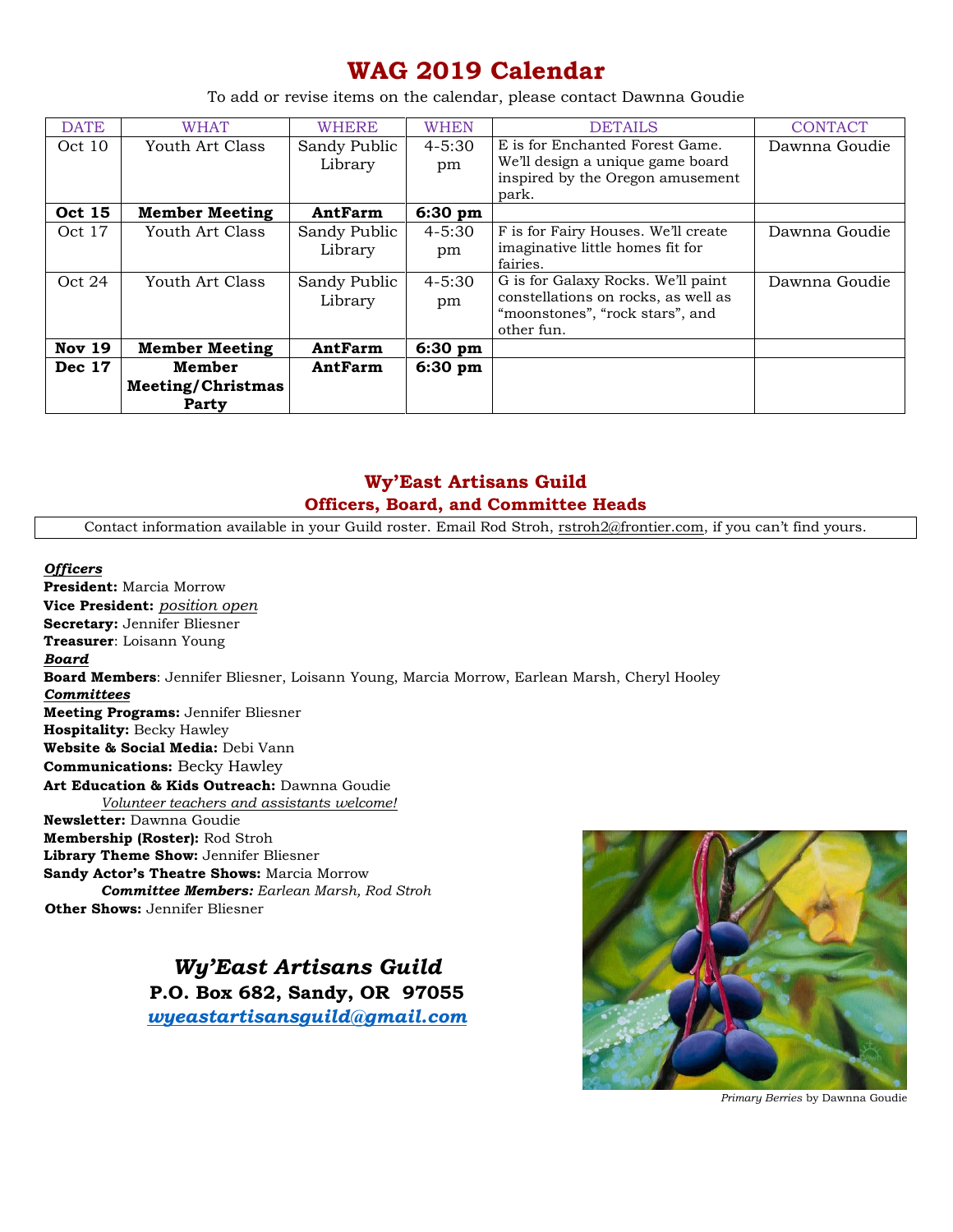# WAG 2019 Calendar

To add or revise items on the calendar, please contact Dawnna Goudie

| DATE | WHAT | WHERE | WHEN | DETAILS | CONTACT |
|---|---|---|---|---|---|
| Oct 10 | Youth Art Class | Sandy Public Library | 4-5:30 pm | E is for Enchanted Forest Game. We'll design a unique game board inspired by the Oregon amusement park. | Dawnna Goudie |
| **Oct 15** | **Member Meeting** | **AntFarm** | **6:30 pm** | | |
| Oct 17 | Youth Art Class | Sandy Public Library | 4-5:30 pm | F is for Fairy Houses. We'll create imaginative little homes fit for fairies. | Dawnna Goudie |
| Oct 24 | Youth Art Class | Sandy Public Library | 4-5:30 pm | G is for Galaxy Rocks. We'll paint constellations on rocks, as well as "moonstones", "rock stars", and other fun. | Dawnna Goudie |
| **Nov 19** | **Member Meeting** | **AntFarm** | **6:30 pm** | | |
| **Dec 17** | **Member Meeting/Christmas Party** | **AntFarm** | **6:30 pm** | | |

## Wy'East Artisans Guild
## Officers, Board, and Committee Heads

Contact information available in your Guild roster. Email Rod Stroh, rstroh2@frontier.com, if you can't find yours.

***Officers***

**President:** Marcia Morrow
**Vice President:** *position open*
**Secretary:** Jennifer Bliesner
**Treasurer**: Loisann Young

***Board***

**Board Members**: Jennifer Bliesner, Loisann Young, Marcia Morrow, Earlean Marsh, Cheryl Hooley

***Committees***

**Meeting Programs:** Jennifer Bliesner
**Hospitality:** Becky Hawley
**Website & Social Media:** Debi Vann
**Communications:** Becky Hawley
**Art Education & Kids Outreach:** Dawnna Goudie
*Volunteer teachers and assistants welcome!*
**Newsletter:** Dawnna Goudie
**Membership (Roster):** Rod Stroh
**Library Theme Show:** Jennifer Bliesner
**Sandy Actor's Theatre Shows:** Marcia Morrow
***Committee Members:*** *Earlean Marsh, Rod Stroh*
**Other Shows:** Jennifer Bliesner

***Wy'East Artisans Guild***
**P.O. Box 682, Sandy, OR 97055**
***wyeastartisansguild@gmail.com***

*Primary Berries* by Dawnna Goudie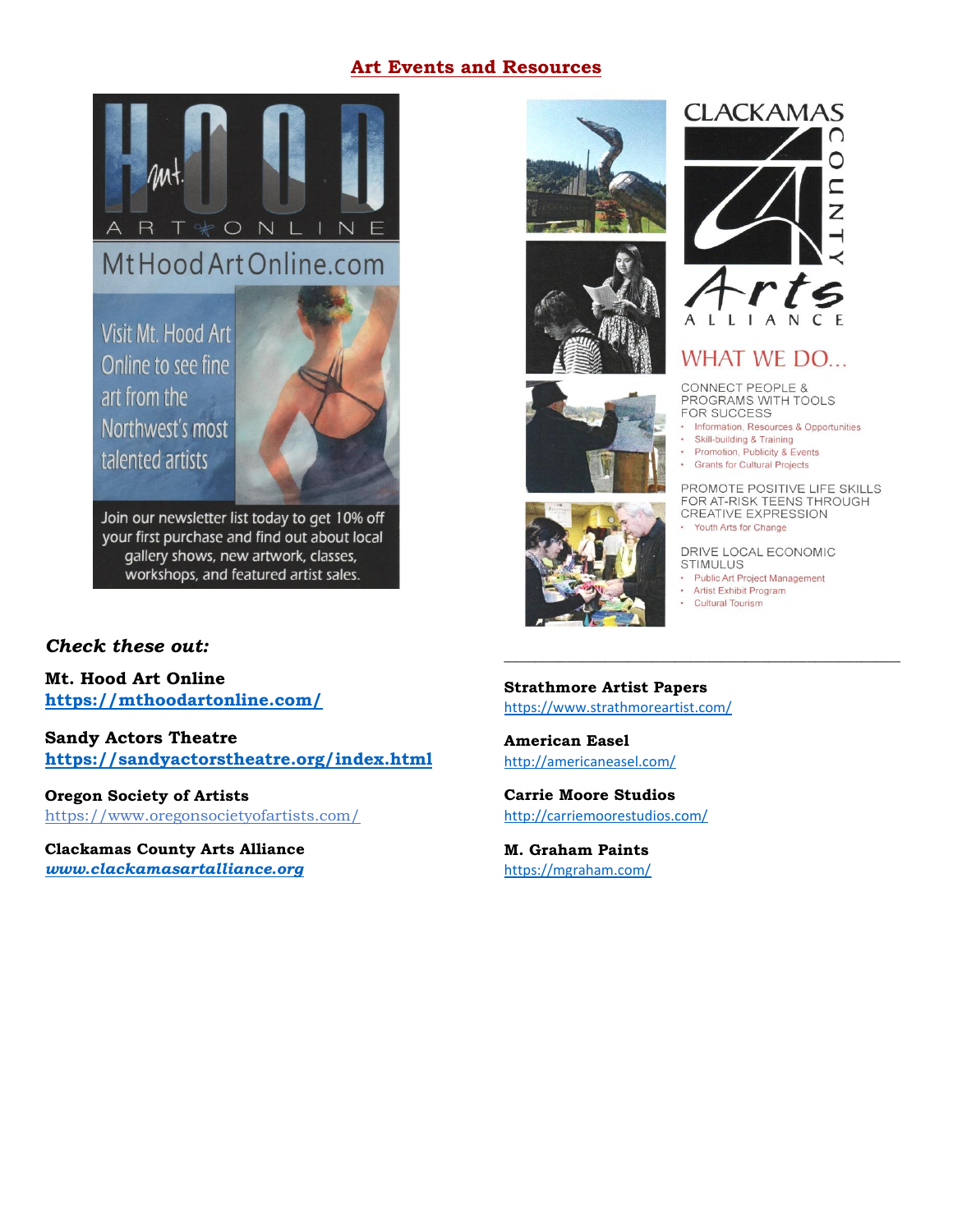## Art Events and Resources

Mt. HOOD ART ONLINE

MtHoodArtOnline.com

Visit Mt. Hood Art Online to see fine art from the Northwest's most talented artists

Join our newsletter list today to get 10% off your first purchase and find out about local gallery shows, new artwork, classes, workshops, and featured artist sales.

CLACKAMAS COUNTY Arts ALLIANCE

WHAT WE DO...

CONNECT PEOPLE & PROGRAMS WITH TOOLS FOR SUCCESS

- Information, Resources & Opportunities
- Skill-building & Training
- Promotion, Publicity & Events
- Grants for Cultural Projects

PROMOTE POSITIVE LIFE SKILLS FOR AT-RISK TEENS THROUGH CREATIVE EXPRESSION

- Youth Arts for Change

DRIVE LOCAL ECONOMIC STIMULUS

- Public Art Project Management
- Artist Exhibit Program
- Cultural Tourism

### *Check these out:*

**Mt. Hood Art Online**
**https://mthoodartonline.com/**

**Sandy Actors Theatre**
**https://sandyactorstheatre.org/index.html**

**Oregon Society of Artists**
https://www.oregonsocietyofartists.com/

**Clackamas County Arts Alliance**
***www.clackamasartalliance.org***

**Strathmore Artist Papers**
https://www.strathmoreartist.com/

**American Easel**
http://americaneasel.com/

**Carrie Moore Studios**
http://carriemoorestudios.com/

**M. Graham Paints**
https://mgraham.com/